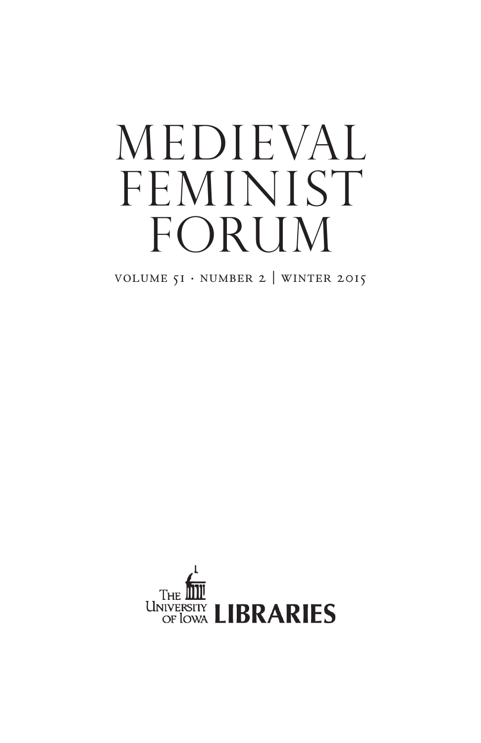# MEDIEVAL FEMINIST FORUM

VOLUME 51 · NUMBER 2 | WINTER 2015

THE UNIVERSITY OF IOWA LIBRARIES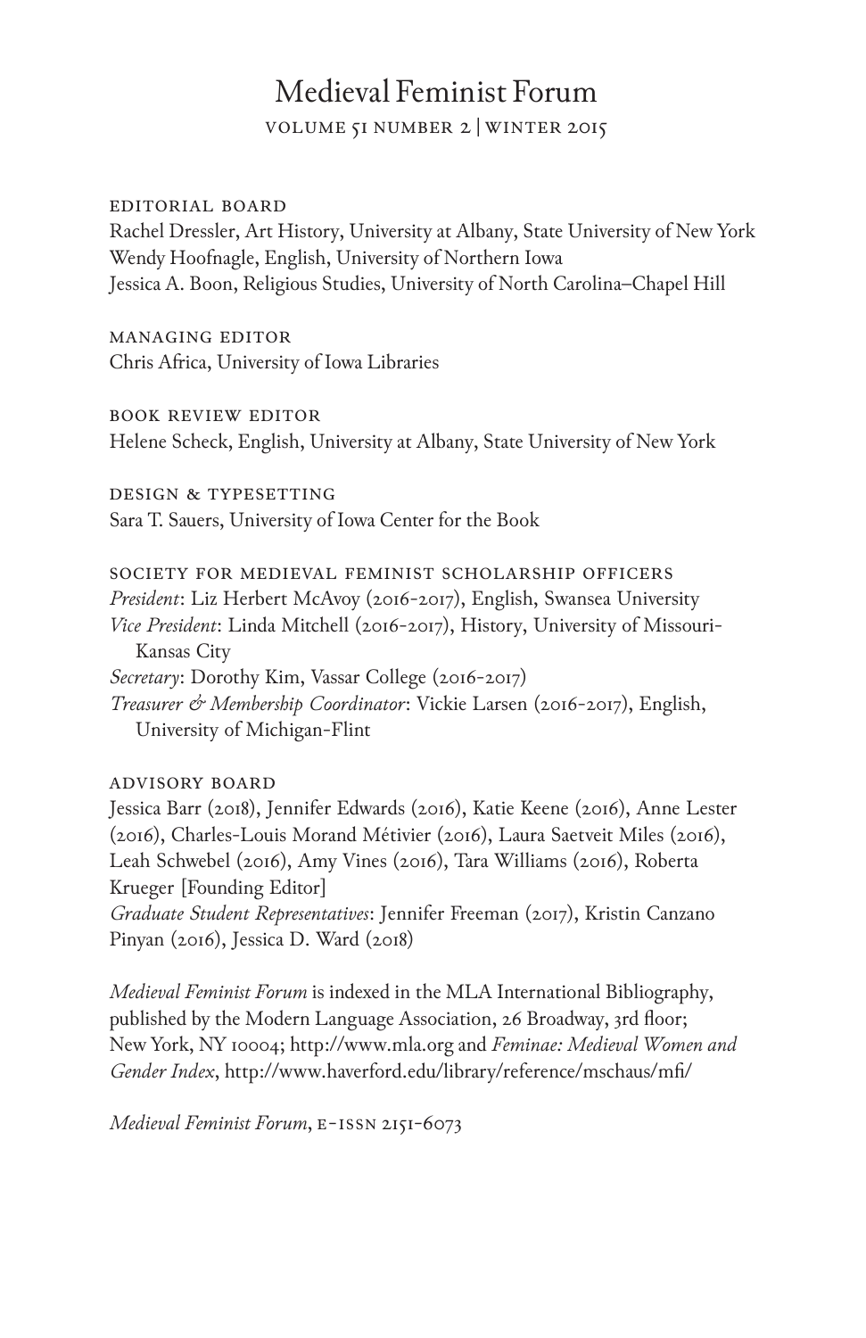# Medieval Feminist Forum

VOLUME 51 NUMBER 2 | WINTER 2015

EDITORIAL BOARD

Rachel Dressler, Art History, University at Albany, State University of New York
Wendy Hoofnagle, English, University of Northern Iowa
Jessica A. Boon, Religious Studies, University of North Carolina–Chapel Hill

MANAGING EDITOR

Chris Africa, University of Iowa Libraries

BOOK REVIEW EDITOR

Helene Scheck, English, University at Albany, State University of New York

DESIGN & TYPESETTING

Sara T. Sauers, University of Iowa Center for the Book

SOCIETY FOR MEDIEVAL FEMINIST SCHOLARSHIP OFFICERS

*President*: Liz Herbert McAvoy (2016-2017), English, Swansea University
*Vice President*: Linda Mitchell (2016-2017), History, University of Missouri-Kansas City
*Secretary*: Dorothy Kim, Vassar College (2016-2017)
*Treasurer & Membership Coordinator*: Vickie Larsen (2016-2017), English, University of Michigan-Flint

ADVISORY BOARD

Jessica Barr (2018), Jennifer Edwards (2016), Katie Keene (2016), Anne Lester (2016), Charles-Louis Morand Métivier (2016), Laura Saetveit Miles (2016), Leah Schwebel (2016), Amy Vines (2016), Tara Williams (2016), Roberta Krueger [Founding Editor]
*Graduate Student Representatives*: Jennifer Freeman (2017), Kristin Canzano Pinyan (2016), Jessica D. Ward (2018)

*Medieval Feminist Forum* is indexed in the MLA International Bibliography, published by the Modern Language Association, 26 Broadway, 3rd floor; New York, NY 10004; http://www.mla.org and *Feminae: Medieval Women and Gender Index*, http://www.haverford.edu/library/reference/mschaus/mfi/

*Medieval Feminist Forum*, E-ISSN 2151-6073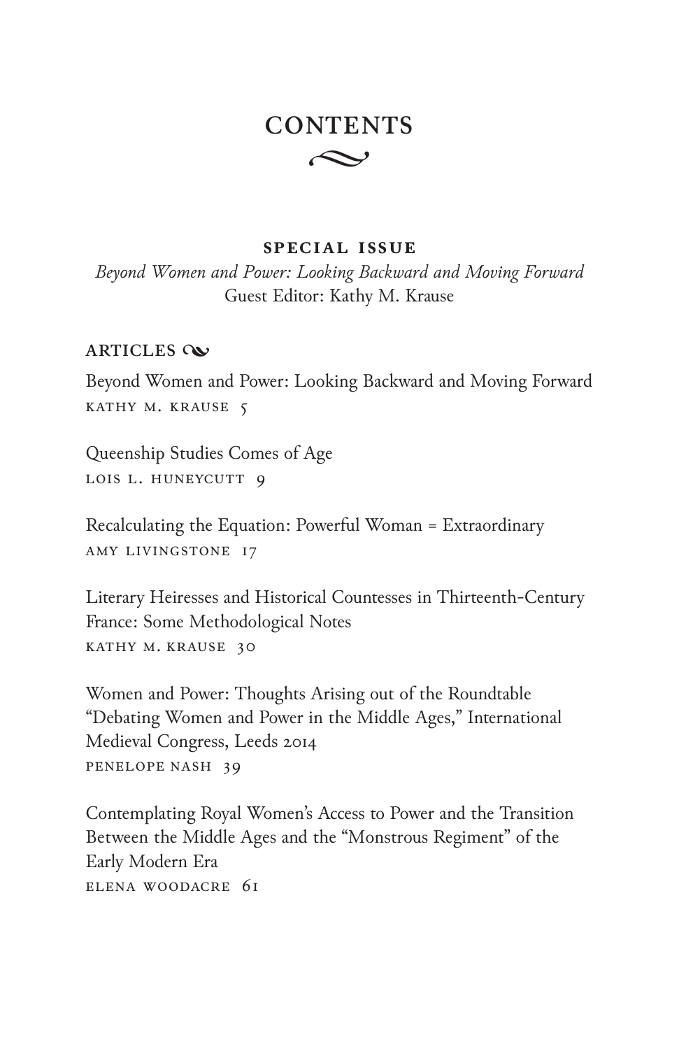# CONTENTS

**SPECIAL ISSUE**

*Beyond Women and Power: Looking Backward and Moving Forward*
Guest Editor: Kathy M. Krause

## ARTICLES

Beyond Women and Power: Looking Backward and Moving Forward
KATHY M. KRAUSE 5

Queenship Studies Comes of Age
LOIS L. HUNEYCUTT 9

Recalculating the Equation: Powerful Woman = Extraordinary
AMY LIVINGSTONE 17

Literary Heiresses and Historical Countesses in Thirteenth-Century France: Some Methodological Notes
KATHY M. KRAUSE 30

Women and Power: Thoughts Arising out of the Roundtable "Debating Women and Power in the Middle Ages," International Medieval Congress, Leeds 2014
PENELOPE NASH 39

Contemplating Royal Women's Access to Power and the Transition Between the Middle Ages and the "Monstrous Regiment" of the Early Modern Era
ELENA WOODACRE 61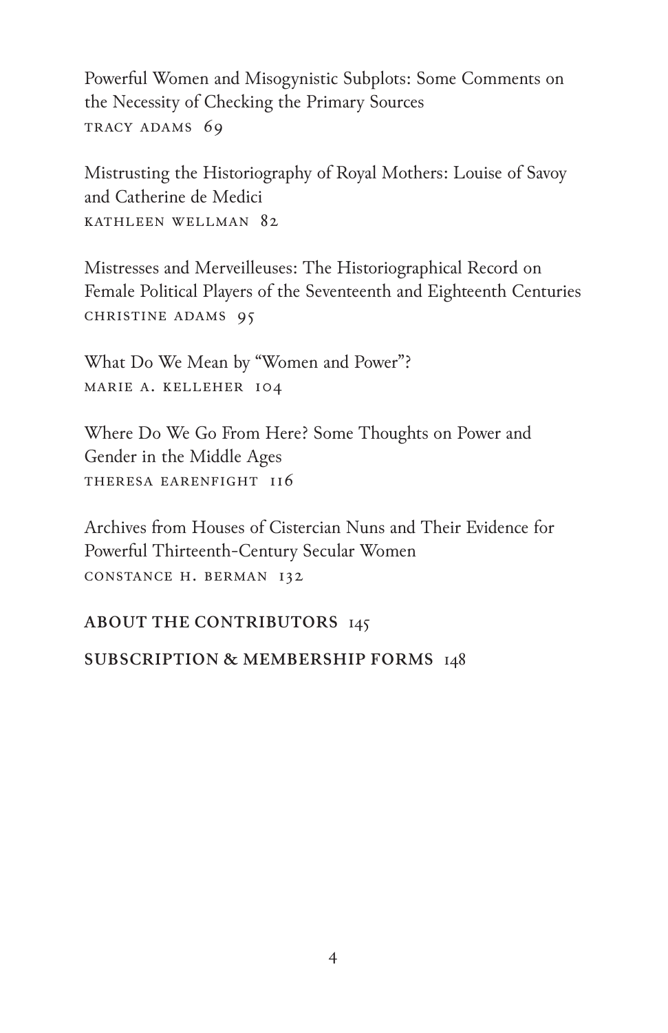Powerful Women and Misogynistic Subplots: Some Comments on the Necessity of Checking the Primary Sources
TRACY ADAMS 69

Mistrusting the Historiography of Royal Mothers: Louise of Savoy and Catherine de Medici
KATHLEEN WELLMAN 82

Mistresses and Merveilleuses: The Historiographical Record on Female Political Players of the Seventeenth and Eighteenth Centuries
CHRISTINE ADAMS 95

What Do We Mean by "Women and Power"?
MARIE A. KELLEHER 104

Where Do We Go From Here? Some Thoughts on Power and Gender in the Middle Ages
THERESA EARENFIGHT 116

Archives from Houses of Cistercian Nuns and Their Evidence for Powerful Thirteenth-Century Secular Women
CONSTANCE H. BERMAN 132

**ABOUT THE CONTRIBUTORS** 145

**SUBSCRIPTION & MEMBERSHIP FORMS** 148